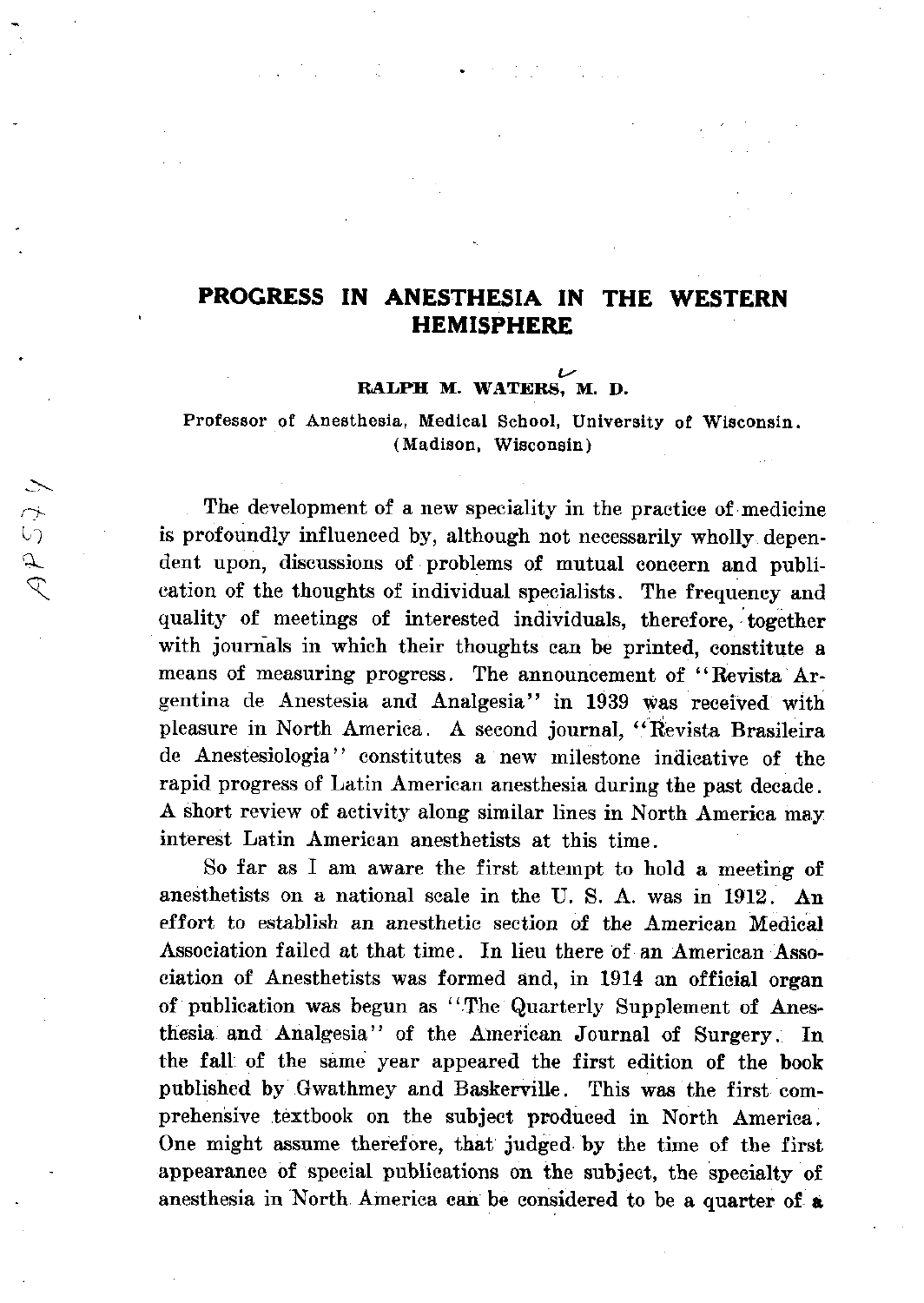# PROGRESS IN ANESTHESIA IN THE WESTERN HEMISPHERE

**RALPH M. WATERS, M. D.**

Professor of Anesthesia, Medical School, University of Wisconsin. (Madison, Wisconsin)

The development of a new speciality in the practice of medicine is profoundly influenced by, although not necessarily wholly dependent upon, discussions of problems of mutual concern and publication of the thoughts of individual specialists. The frequency and quality of meetings of interested individuals, therefore, together with journals in which their thoughts can be printed, constitute a means of measuring progress. The announcement of "Revista Argentina de Anestesia and Analgesia" in 1939 was received with pleasure in North America. A second journal, "Revista Brasileira de Anestesiologia" constitutes a new milestone indicative of the rapid progress of Latin American anesthesia during the past decade. A short review of activity along similar lines in North America may interest Latin American anesthetists at this time.

So far as I am aware the first attempt to hold a meeting of anesthetists on a national scale in the U. S. A. was in 1912. An effort to establish an anesthetic section of the American Medical Association failed at that time. In lieu there of an American Association of Anesthetists was formed and, in 1914 an official organ of publication was begun as "The Quarterly Supplement of Anesthesia and Analgesia" of the American Journal of Surgery. In the fall of the same year appeared the first edition of the book published by Gwathmey and Baskerville. This was the first comprehensive textbook on the subject produced in North America. One might assume therefore, that judged by the time of the first appearance of special publications on the subject, the specialty of anesthesia in North America can be considered to be a quarter of a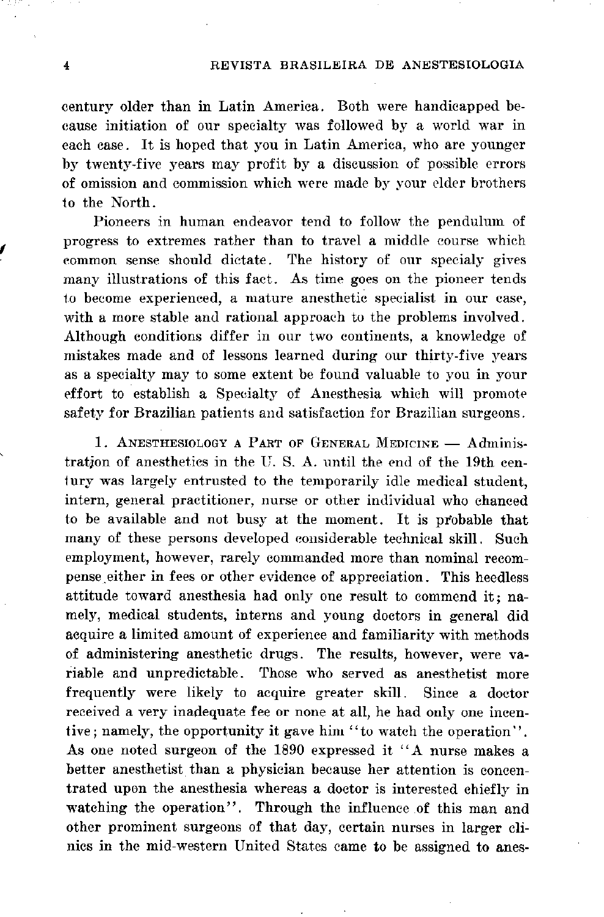century older than in Latin America. Both were handicapped because initiation of our specialty was followed by a world war in each case. It is hoped that you in Latin America, who are younger by twenty-five years may profit by a discussion of possible errors of omission and commission which were made by your elder brothers to the North.

Pioneers in human endeavor tend to follow the pendulum of progress to extremes rather than to travel a middle course which common sense should dictate. The history of our specialy gives many illustrations of this fact. As time goes on the pioneer tends to become experienced, a mature anesthetic specialist in our case, with a more stable and rational approach to the problems involved. Although conditions differ in our two continents, a knowledge of mistakes made and of lessons learned during our thirty-five years as a specialty may to some extent be found valuable to you in your effort to establish a Specialty of Anesthesia which will promote safety for Brazilian patients and satisfaction for Brazilian surgeons.

1. Anesthesiology a Part of General Medicine — Administration of anesthetics in the U. S. A. until the end of the 19th century was largely entrusted to the temporarily idle medical student, intern, general practitioner, nurse or other individual who chanced to be available and not busy at the moment. It is probable that many of these persons developed considerable technical skill. Such employment, however, rarely commanded more than nominal recompense either in fees or other evidence of appreciation. This heedless attitude toward anesthesia had only one result to commend it; namely, medical students, interns and young doctors in general did acquire a limited amount of experience and familiarity with methods of administering anesthetic drugs. The results, however, were variable and unpredictable. Those who served as anesthetist more frequently were likely to acquire greater skill. Since a doctor received a very inadequate fee or none at all, he had only one incentive; namely, the opportunity it gave him "to watch the operation". As one noted surgeon of the 1890 expressed it "A nurse makes a better anesthetist than a physician because her attention is concentrated upon the anesthesia whereas a doctor is interested chiefly in watching the operation". Through the influence of this man and other prominent surgeons of that day, certain nurses in larger clinics in the mid-western United States came to be assigned to anes-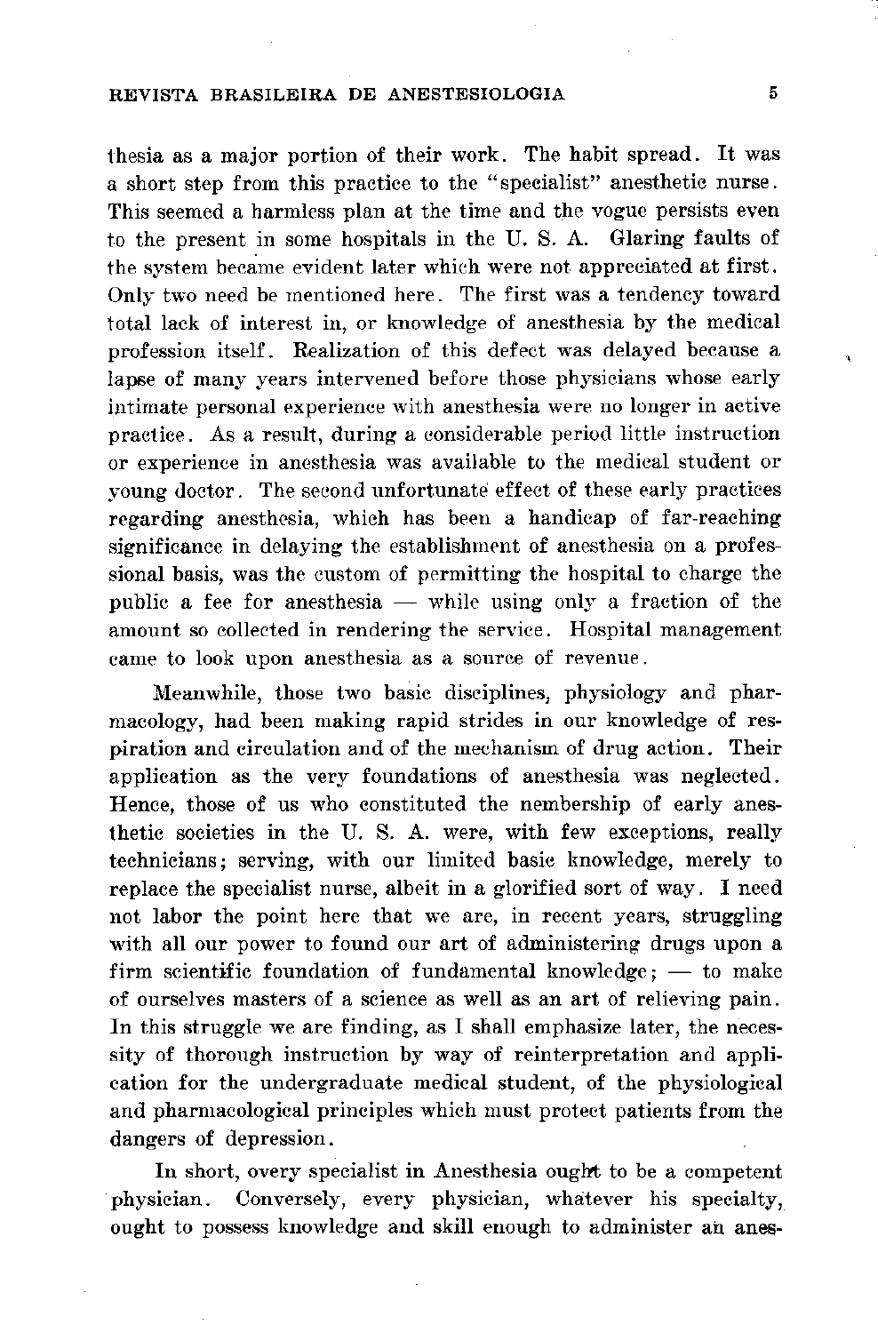thesia as a major portion of their work. The habit spread. It was a short step from this practice to the "specialist" anesthetic nurse. This seemed a harmless plan at the time and the vogue persists even to the present in some hospitals in the U. S. A. Glaring faults of the system became evident later which were not appreciated at first. Only two need be mentioned here. The first was a tendency toward total lack of interest in, or knowledge of anesthesia by the medical profession itself. Realization of this defect was delayed because a lapse of many years intervened before those physicians whose early intimate personal experience with anesthesia were no longer in active practice. As a result, during a considerable period little instruction or experience in anesthesia was available to the medical student or young doctor. The second unfortunate effect of these early practices regarding anesthesia, which has been a handicap of far-reaching significance in delaying the establishment of anesthesia on a professional basis, was the custom of permitting the hospital to charge the public a fee for anesthesia — while using only a fraction of the amount so collected in rendering the service. Hospital management came to look upon anesthesia as a source of revenue.

Meanwhile, those two basic disciplines, physiology and pharmacology, had been making rapid strides in our knowledge of respiration and circulation and of the mechanism of drug action. Their application as the very foundations of anesthesia was neglected. Hence, those of us who constituted the nembership of early anesthetic societies in the U. S. A. were, with few exceptions, really technicians; serving, with our limited basic knowledge, merely to replace the specialist nurse, albeit in a glorified sort of way. I need not labor the point here that we are, in recent years, struggling with all our power to found our art of administering drugs upon a firm scientific foundation of fundamental knowledge; — to make of ourselves masters of a science as well as an art of relieving pain. In this struggle we are finding, as I shall emphasize later, the necessity of thorough instruction by way of reinterpretation and application for the undergraduate medical student, of the physiological and pharmacological principles which must protect patients from the dangers of depression.

In short, every specialist in Anesthesia ought to be a competent physician. Conversely, every physician, whatever his specialty, ought to possess knowledge and skill enough to administer an anes-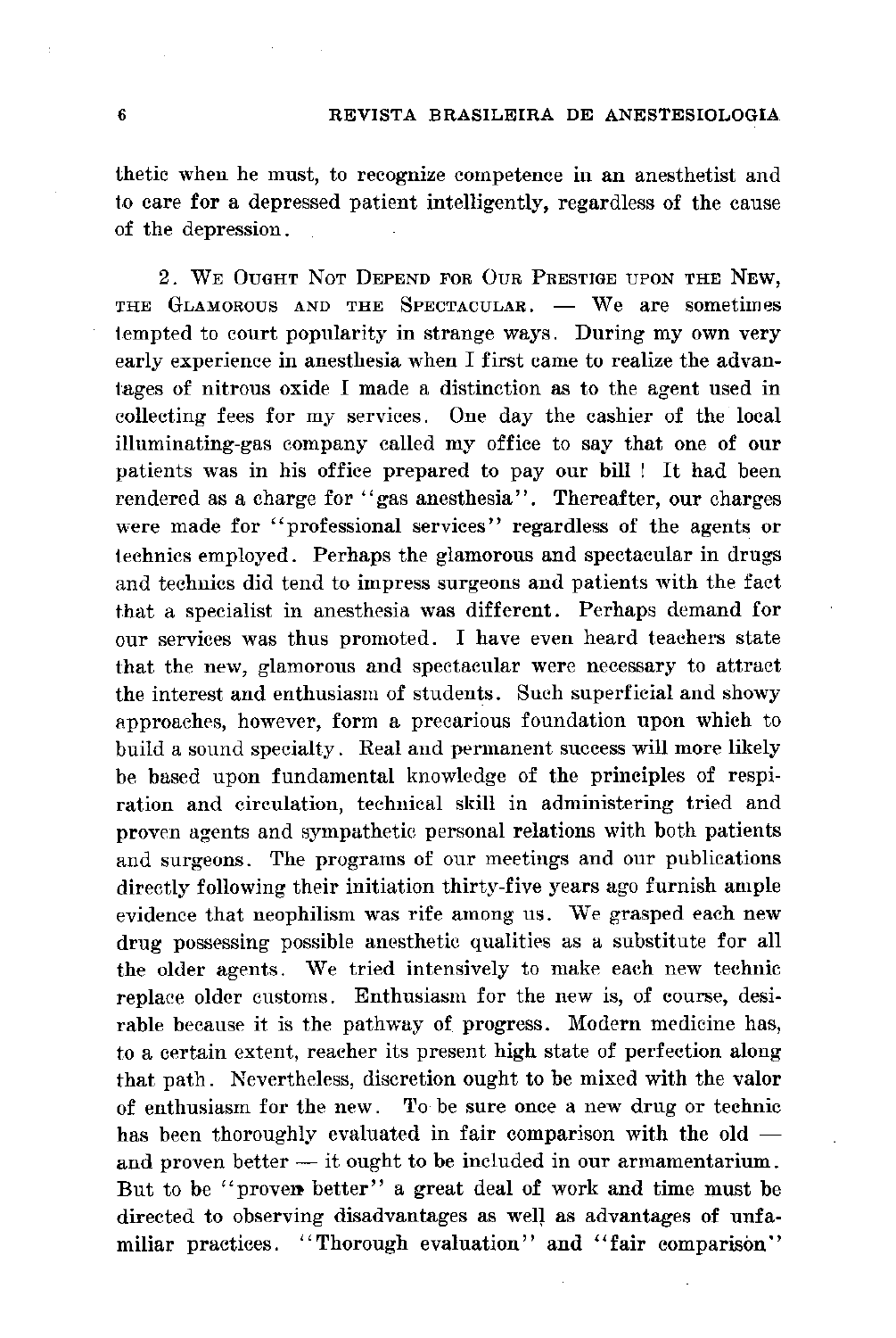thetic when he must, to recognize competence in an anesthetist and to care for a depressed patient intelligently, regardless of the cause of the depression.

2. WE OUGHT NOT DEPEND FOR OUR PRESTIGE UPON THE NEW, THE GLAMOROUS AND THE SPECTACULAR. — We are sometimes tempted to court popularity in strange ways. During my own very early experience in anesthesia when I first came to realize the advantages of nitrous oxide I made a distinction as to the agent used in collecting fees for my services. One day the cashier of the local illuminating-gas company called my office to say that one of our patients was in his office prepared to pay our bill ! It had been rendered as a charge for "gas anesthesia". Thereafter, our charges were made for "professional services" regardless of the agents or technics employed. Perhaps the glamorous and spectacular in drugs and technics did tend to impress surgeons and patients with the fact that a specialist in anesthesia was different. Perhaps demand for our services was thus promoted. I have even heard teachers state that the new, glamorous and spectacular were necessary to attract the interest and enthusiasm of students. Such superficial and showy approaches, however, form a precarious foundation upon which to build a sound specialty. Real and permanent success will more likely be based upon fundamental knowledge of the principles of respiration and circulation, technical skill in administering tried and proven agents and sympathetic personal relations with both patients and surgeons. The programs of our meetings and our publications directly following their initiation thirty-five years ago furnish ample evidence that neophilism was rife among us. We grasped each new drug possessing possible anesthetic qualities as a substitute for all the older agents. We tried intensively to make each new technic replace older customs. Enthusiasm for the new is, of course, desirable because it is the pathway of progress. Modern medicine has, to a certain extent, reacher its present high state of perfection along that path. Nevertheless, discretion ought to be mixed with the valor of enthusiasm for the new. To be sure once a new drug or technic has been thoroughly evaluated in fair comparison with the old — and proven better — it ought to be included in our armamentarium. But to be "proven better" a great deal of work and time must be directed to observing disadvantages as well as advantages of unfamiliar practices. "Thorough evaluation" and "fair comparison"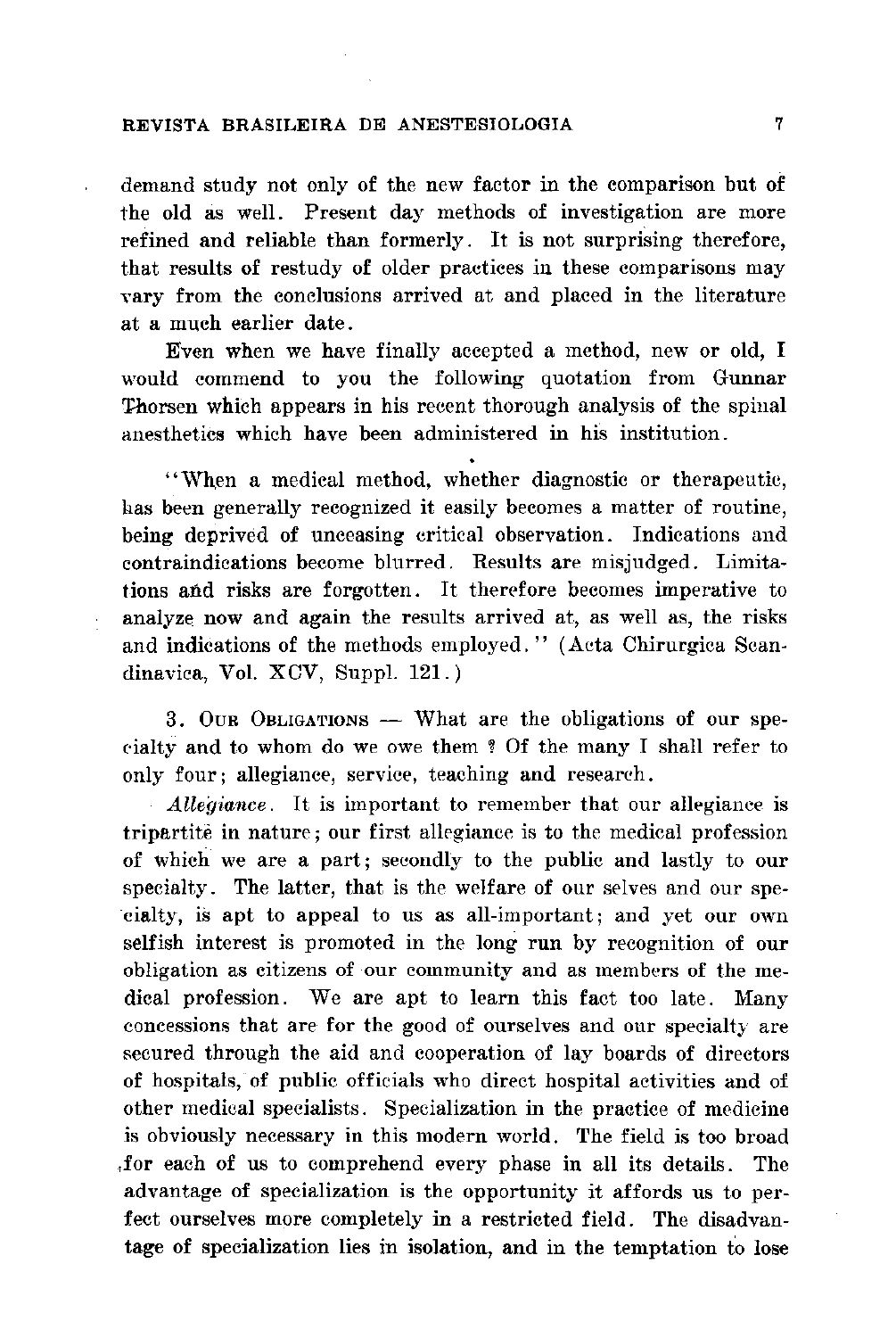demand study not only of the new factor in the comparison but of the old as well. Present day methods of investigation are more refined and reliable than formerly. It is not surprising therefore, that results of restudy of older practices in these comparisons may vary from the conclusions arrived at and placed in the literature at a much earlier date.

Even when we have finally accepted a method, new or old, I would commend to you the following quotation from Gunnar Thorsen which appears in his recent thorough analysis of the spinal anesthetics which have been administered in his institution.

"When a medical method, whether diagnostic or therapeutic, has been generally recognized it easily becomes a matter of routine, being deprived of unceasing critical observation. Indications and contraindications become blurred. Results are misjudged. Limitations and risks are forgotten. It therefore becomes imperative to analyze now and again the results arrived at, as well as, the risks and indications of the methods employed." (Acta Chirurgica Scandinavica, Vol. XCV, Suppl. 121.)

3. Our Obligations — What are the obligations of our specialty and to whom do we owe them? Of the many I shall refer to only four; allegiance, service, teaching and research.

*Allegiance*. It is important to remember that our allegiance is tripartite in nature; our first allegiance is to the medical profession of which we are a part; secondly to the public and lastly to our specialty. The latter, that is the welfare of our selves and our specialty, is apt to appeal to us as all-important; and yet our own selfish interest is promoted in the long run by recognition of our obligation as citizens of our community and as members of the medical profession. We are apt to learn this fact too late. Many concessions that are for the good of ourselves and our specialty are secured through the aid and cooperation of lay boards of directors of hospitals, of public officials who direct hospital activities and of other medical specialists. Specialization in the practice of medicine is obviously necessary in this modern world. The field is too broad for each of us to comprehend every phase in all its details. The advantage of specialization is the opportunity it affords us to perfect ourselves more completely in a restricted field. The disadvantage of specialization lies in isolation, and in the temptation to lose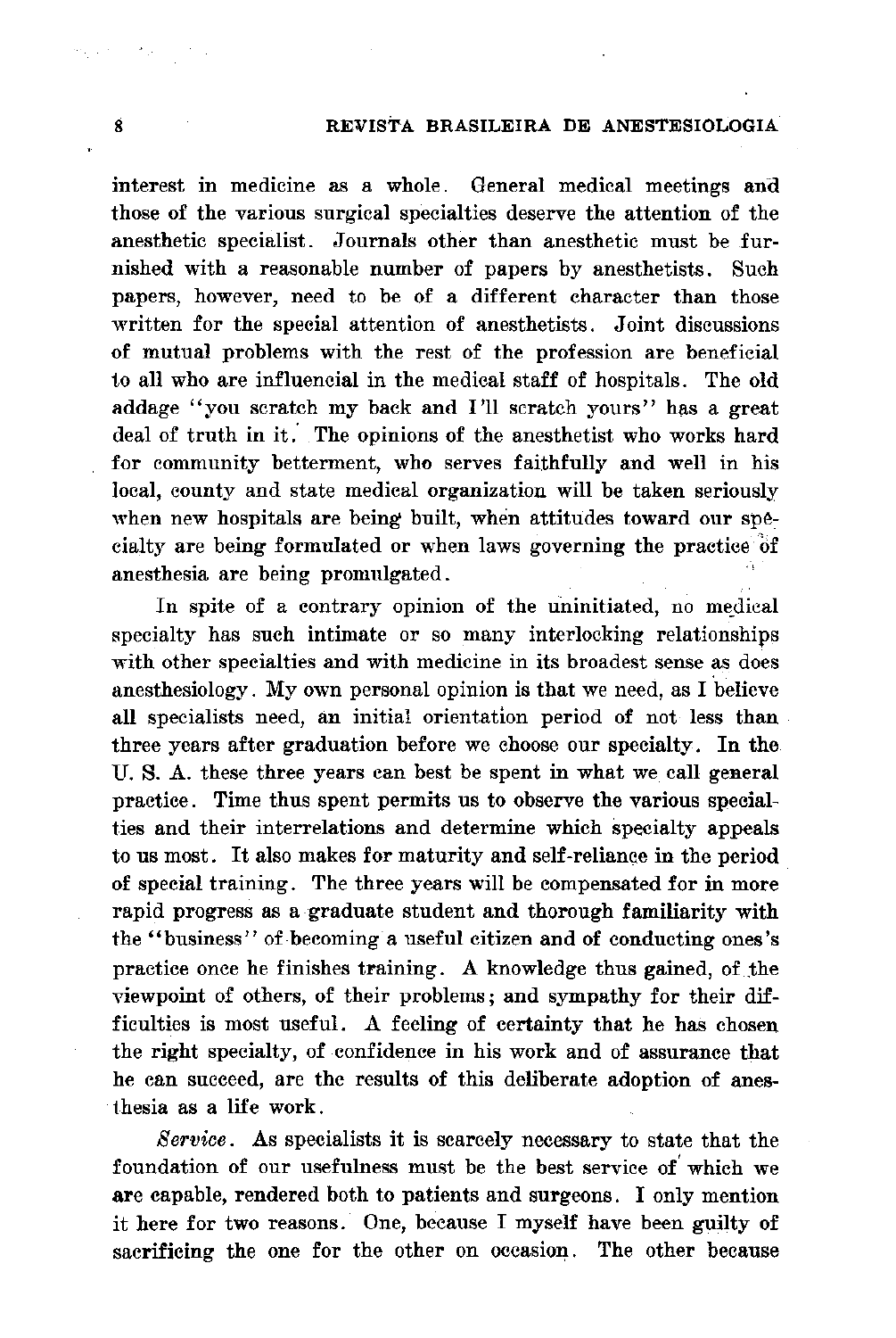interest in medicine as a whole. General medical meetings and those of the various surgical specialties deserve the attention of the anesthetic specialist. Journals other than anesthetic must be furnished with a reasonable number of papers by anesthetists. Such papers, however, need to be of a different character than those written for the special attention of anesthetists. Joint discussions of mutual problems with the rest of the profession are beneficial to all who are influencial in the medical staff of hospitals. The old addage "you scratch my back and I'll scratch yours" has a great deal of truth in it. The opinions of the anesthetist who works hard for community betterment, who serves faithfully and well in his local, county and state medical organization will be taken seriously when new hospitals are being built, when attitudes toward our specialty are being formulated or when laws governing the practice of anesthesia are being promulgated.

In spite of a contrary opinion of the uninitiated, no medical specialty has such intimate or so many interlocking relationships with other specialties and with medicine in its broadest sense as does anesthesiology. My own personal opinion is that we need, as I believe all specialists need, an initial orientation period of not less than three years after graduation before we choose our specialty. In the U. S. A. these three years can best be spent in what we call general practice. Time thus spent permits us to observe the various specialties and their interrelations and determine which specialty appeals to us most. It also makes for maturity and self-reliance in the period of special training. The three years will be compensated for in more rapid progress as a graduate student and thorough familiarity with the "business" of becoming a useful citizen and of conducting ones's practice once he finishes training. A knowledge thus gained, of the viewpoint of others, of their problems; and sympathy for their difficulties is most useful. A feeling of certainty that he has chosen the right specialty, of confidence in his work and of assurance that he can succeed, are the results of this deliberate adoption of anesthesia as a life work.

*Service*. As specialists it is scarcely necessary to state that the foundation of our usefulness must be the best service of which we are capable, rendered both to patients and surgeons. I only mention it here for two reasons. One, because I myself have been guilty of sacrificing the one for the other on occasion. The other because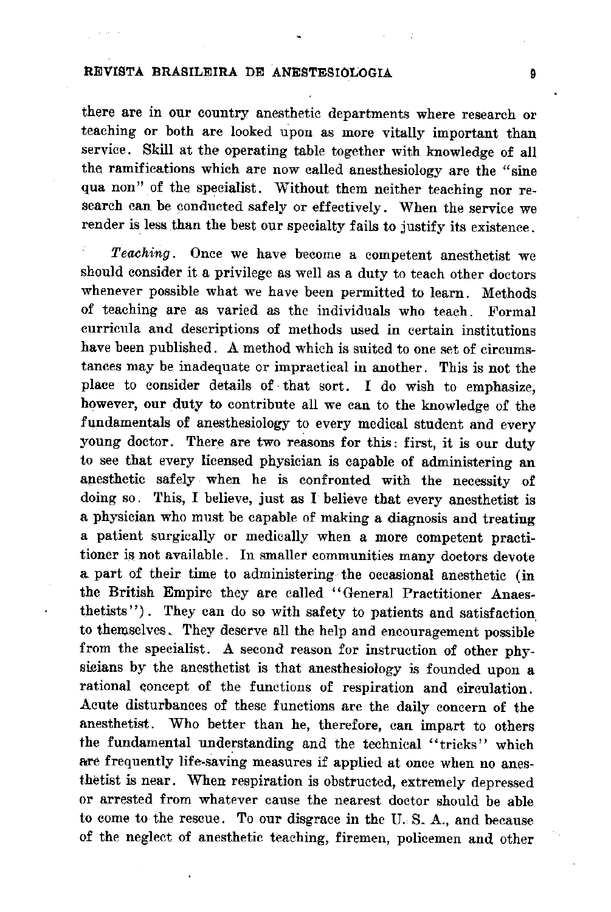there are in our country anesthetic departments where research or teaching or both are looked upon as more vitally important than service. Skill at the operating table together with knowledge of all the ramifications which are now called anesthesiology are the "sine qua non" of the specialist. Without them neither teaching nor research can be conducted safely or effectively. When the service we render is less than the best our specialty fails to justify its existence.

*Teaching*. Once we have become a competent anesthetist we should consider it a privilege as well as a duty to teach other doctors whenever possible what we have been permitted to learn. Methods of teaching are as varied as the individuals who teach. Formal curricula and descriptions of methods used in certain institutions have been published. A method which is suited to one set of circumstances may be inadequate or impractical in another. This is not the place to consider details of that sort. I do wish to emphasize, however, our duty to contribute all we can to the knowledge of the fundamentals of anesthesiology to every medical student and every young doctor. There are two reasons for this: first, it is our duty to see that every licensed physician is capable of administering an anesthetic safely when he is confronted with the necessity of doing so. This, I believe, just as I believe that every anesthetist is a physician who must be capable of making a diagnosis and treating a patient surgically or medically when a more competent practitioner is not available. In smaller communities many doctors devote a part of their time to administering the occasional anesthetic (in the British Empire they are called "General Practitioner Anaesthetists"). They can do so with safety to patients and satisfaction to themselves. They deserve all the help and encouragement possible from the specialist. A second reason for instruction of other physicians by the anesthetist is that anesthesiology is founded upon a rational concept of the functions of respiration and circulation. Acute disturbances of these functions are the daily concern of the anesthetist. Who better than he, therefore, can impart to others the fundamental understanding and the technical "tricks" which are frequently life-saving measures if applied at once when no anesthetist is near. When respiration is obstructed, extremely depressed or arrested from whatever cause the nearest doctor should be able to come to the rescue. To our disgrace in the U. S. A., and because of the neglect of anesthetic teaching, firemen, policemen and other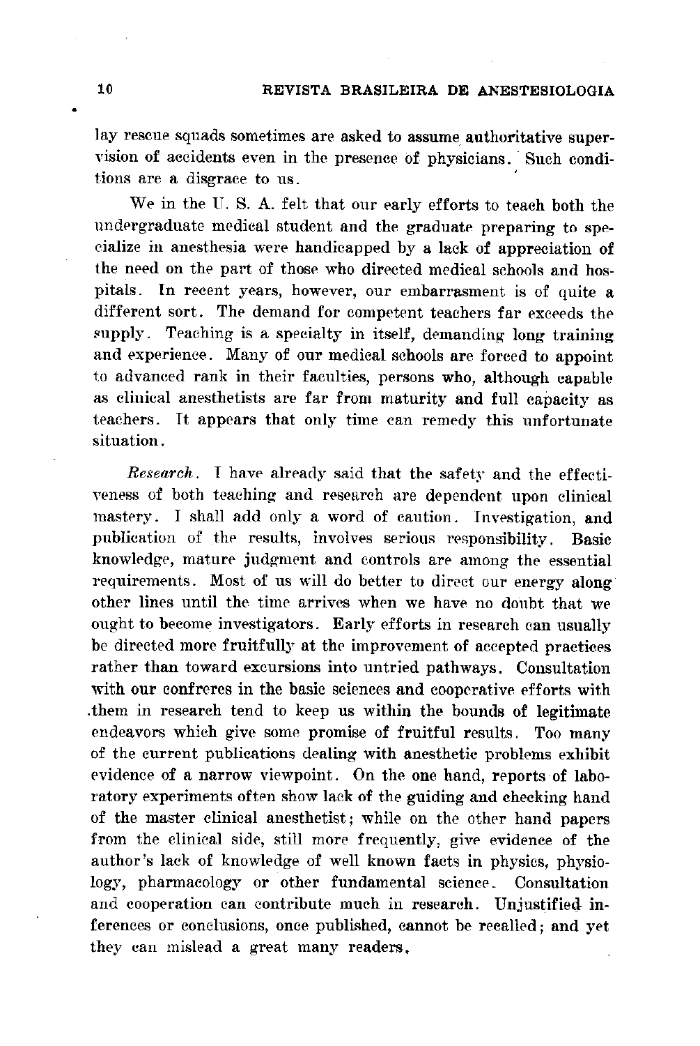lay rescue squads sometimes are asked to assume authoritative supervision of accidents even in the presence of physicians. Such conditions are a disgrace to us.

We in the U. S. A. felt that our early efforts to teach both the undergraduate medical student and the graduate preparing to specialize in anesthesia were handicapped by a lack of appreciation of the need on the part of those who directed medical schools and hospitals. In recent years, however, our embarrasment is of quite a different sort. The demand for competent teachers far exceeds the supply. Teaching is a specialty in itself, demanding long training and experience. Many of our medical schools are forced to appoint to advanced rank in their faculties, persons who, although capable as clinical anesthetists are far from maturity and full capacity as teachers. It appears that only time can remedy this unfortunate situation.

*Research*. I have already said that the safety and the effectiveness of both teaching and research are dependent upon clinical mastery. I shall add only a word of caution. Investigation, and publication of the results, involves serious responsibility. Basic knowledge, mature judgment and controls are among the essential requirements. Most of us will do better to direct our energy along other lines until the time arrives when we have no doubt that we ought to become investigators. Early efforts in research can usually be directed more fruitfully at the improvement of accepted practices rather than toward excursions into untried pathways. Consultation with our confreres in the basic sciences and cooperative efforts with them in research tend to keep us within the bounds of legitimate endeavors which give some promise of fruitful results. Too many of the current publications dealing with anesthetic problems exhibit evidence of a narrow viewpoint. On the one hand, reports of laboratory experiments often show lack of the guiding and checking hand of the master clinical anesthetist; while on the other hand papers from the clinical side, still more frequently, give evidence of the author's lack of knowledge of well known facts in physics, physiology, pharmacology or other fundamental science. Consultation and cooperation can contribute much in research. Unjustified inferences or conclusions, once published, cannot be recalled; and yet they can mislead a great many readers.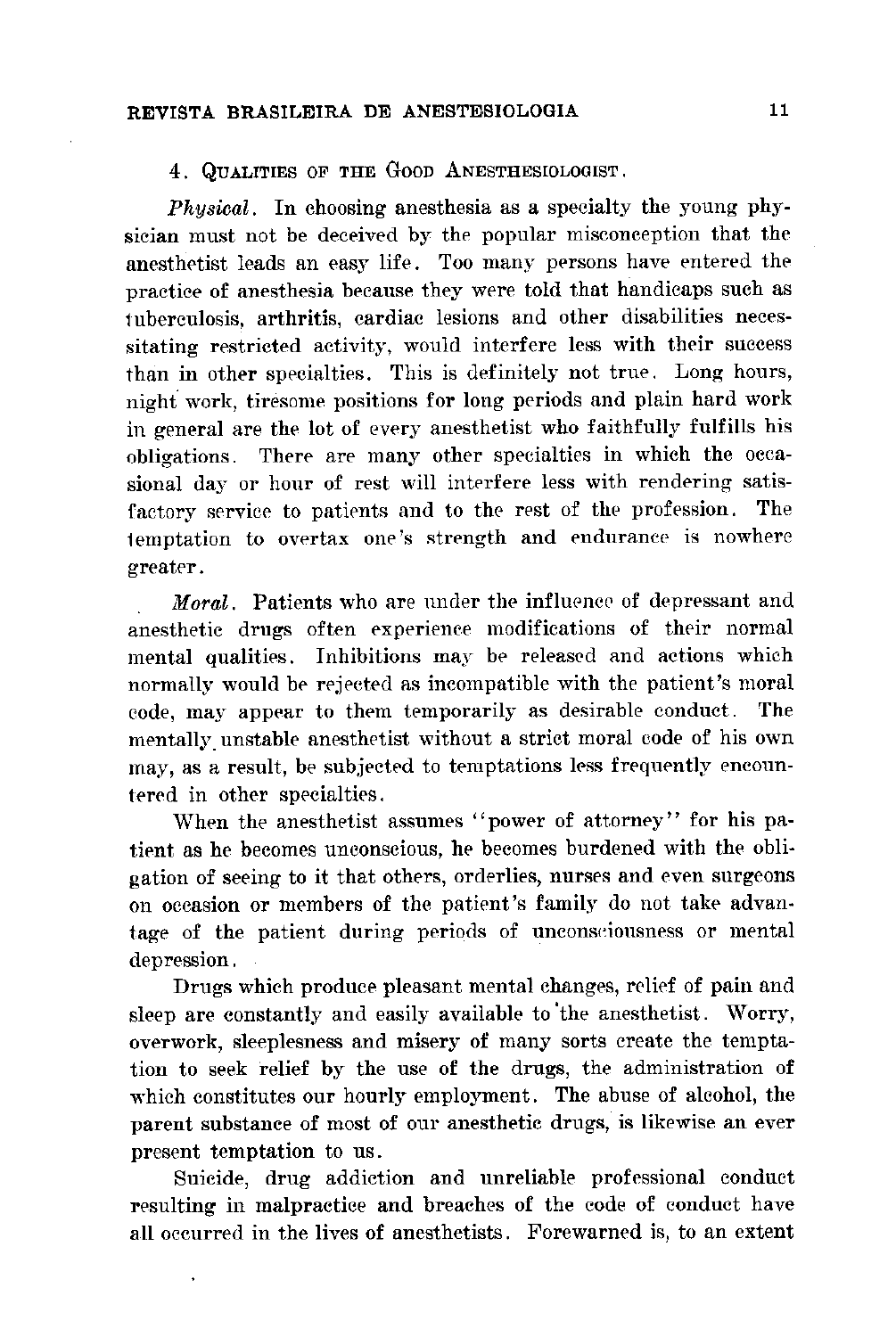4. Qualities of the Good Anesthesiologist.

*Physical*. In choosing anesthesia as a specialty the young physician must not be deceived by the popular misconception that the anesthetist leads an easy life. Too many persons have entered the practice of anesthesia because they were told that handicaps such as tuberculosis, arthritis, cardiac lesions and other disabilities necessitating restricted activity, would interfere less with their success than in other specialties. This is definitely not true. Long hours, night work, tiresome positions for long periods and plain hard work in general are the lot of every anesthetist who faithfully fulfills his obligations. There are many other specialties in which the occasional day or hour of rest will interfere less with rendering satisfactory service to patients and to the rest of the profession. The temptation to overtax one's strength and endurance is nowhere greater.

*Moral*. Patients who are under the influence of depressant and anesthetic drugs often experience modifications of their normal mental qualities. Inhibitions may be released and actions which normally would be rejected as incompatible with the patient's moral code, may appear to them temporarily as desirable conduct. The mentally unstable anesthetist without a strict moral code of his own may, as a result, be subjected to temptations less frequently encountered in other specialties.

When the anesthetist assumes "power of attorney" for his patient as he becomes unconscious, he becomes burdened with the obligation of seeing to it that others, orderlies, nurses and even surgeons on occasion or members of the patient's family do not take advantage of the patient during periods of unconsciousness or mental depression.

Drugs which produce pleasant mental changes, relief of pain and sleep are constantly and easily available to the anesthetist. Worry, overwork, sleeplesness and misery of many sorts create the temptation to seek relief by the use of the drugs, the administration of which constitutes our hourly employment. The abuse of alcohol, the parent substance of most of our anesthetic drugs, is likewise an ever present temptation to us.

Suicide, drug addiction and unreliable professional conduct resulting in malpractice and breaches of the code of conduct have all occurred in the lives of anesthetists. Forewarned is, to an extent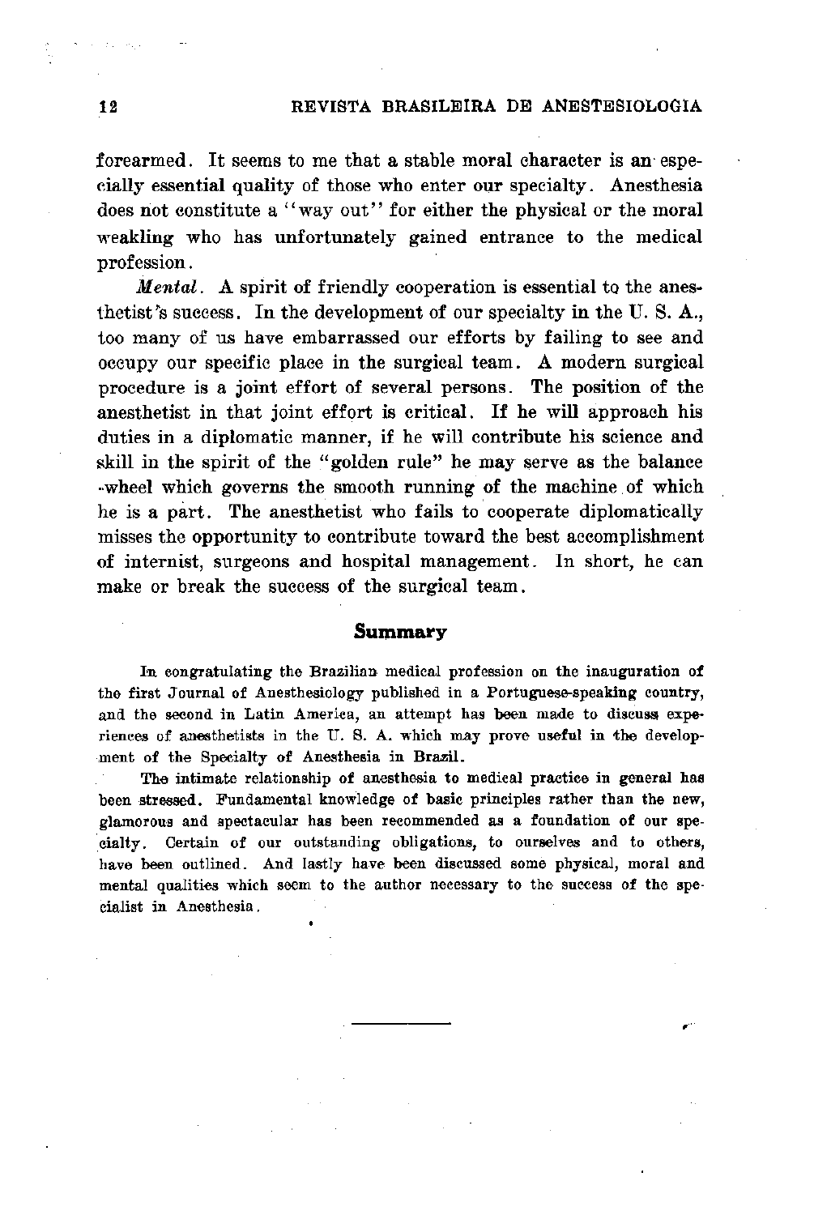forearmed. It seems to me that a stable moral character is an especially essential quality of those who enter our specialty. Anesthesia does not constitute a "way out" for either the physical or the moral weakling who has unfortunately gained entrance to the medical profession.

*Mental*. A spirit of friendly cooperation is essential to the anesthetist's success. In the development of our specialty in the U. S. A., too many of us have embarrassed our efforts by failing to see and occupy our specific place in the surgical team. A modern surgical procedure is a joint effort of several persons. The position of the anesthetist in that joint effort is critical. If he will approach his duties in a diplomatic manner, if he will contribute his science and skill in the spirit of the "golden rule" he may serve as the balance -wheel which governs the smooth running of the machine of which he is a part. The anesthetist who fails to cooperate diplomatically misses the opportunity to contribute toward the best accomplishment of internist, surgeons and hospital management. In short, he can make or break the success of the surgical team.

## Summary

In congratulating the Brazilian medical profession on the inauguration of the first Journal of Anesthesiology published in a Portuguese-speaking country, and the second in Latin America, an attempt has been made to discuss experiences of anesthetists in the U. S. A. which may prove useful in the development of the Specialty of Anesthesia in Brazil.

The intimate relationship of anesthesia to medical practice in general has been stressed. Fundamental knowledge of basic principles rather than the new, glamorous and spectacular has been recommended as a foundation of our specialty. Certain of our outstanding obligations, to ourselves and to others, have been outlined. And lastly have been discussed some physical, moral and mental qualities which seem to the author necessary to the success of the specialist in Anesthesia.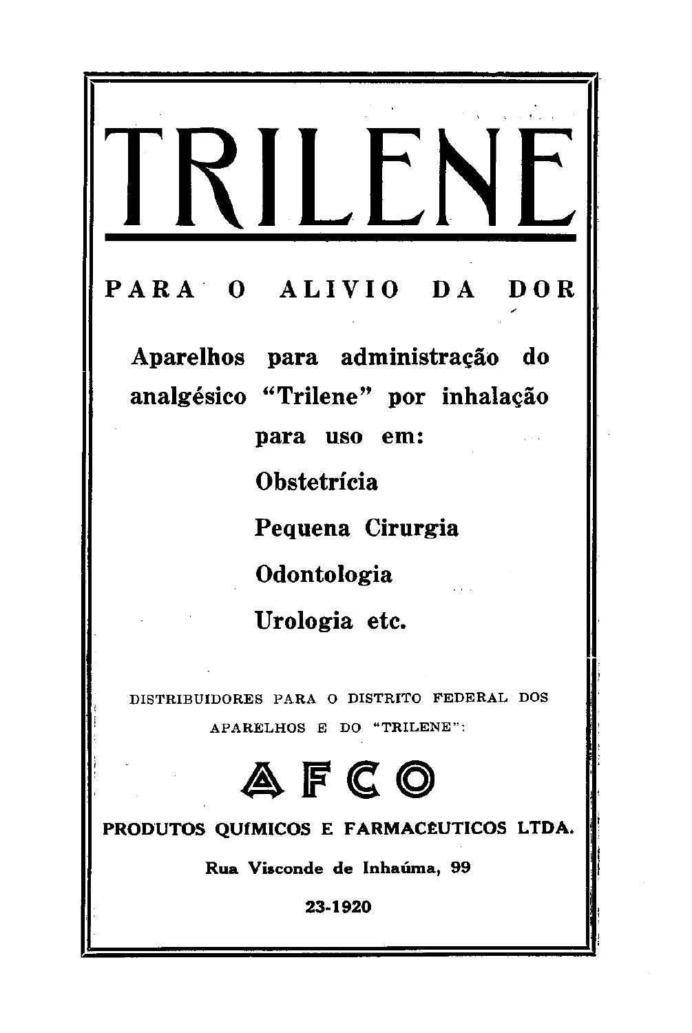# TRILENE

**PARA O ALIVIO DA DOR**

**Aparelhos para administração do analgésico "Trilene" por inhalação para uso em:**

**Obstetrícia**

**Pequena Cirurgia**

**Odontologia**

**Urologia etc.**

DISTRIBUIDORES PARA O DISTRITO FEDERAL DOS APARELHOS E DO "TRILENE":

**AFCO**

**PRODUTOS QUÍMICOS E FARMACÊUTICOS LTDA.**

**Rua Visconde de Inhaúma, 99**

**23-1920**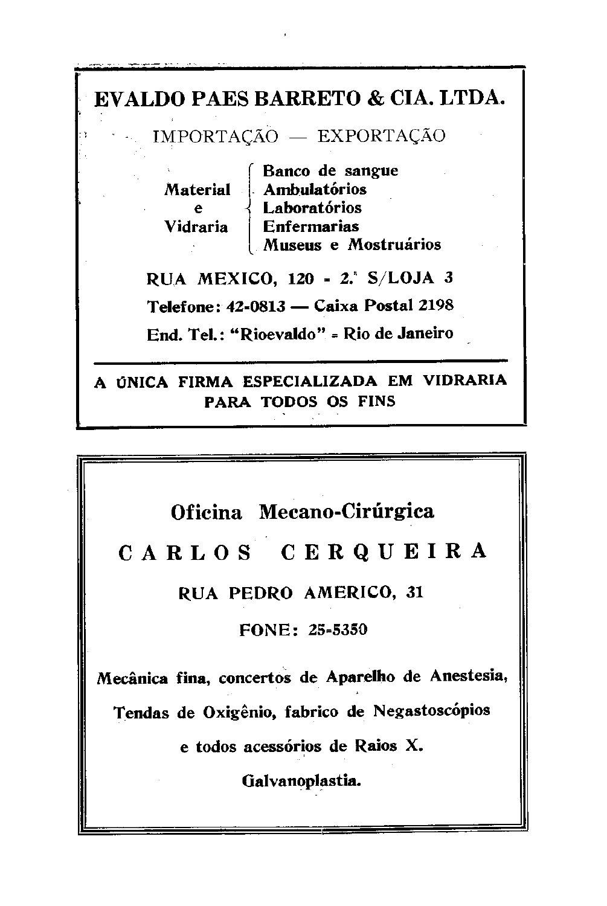## EVALDO PAES BARRETO & CIA. LTDA.

IMPORTAÇÃO — EXPORTAÇÃO

Material e Vidraria:
- Banco de sangue
- Ambulatórios
- Laboratórios
- Enfermarias
- Museus e Mostruários

RUA MEXICO, 120 - 2.ª S/LOJA 3

**Telefone: 42-0813 — Caixa Postal 2198**

**End. Tel.: "Rioevaldo" - Rio de Janeiro**

**A ÚNICA FIRMA ESPECIALIZADA EM VIDRARIA PARA TODOS OS FINS**

---

## Oficina Mecano-Cirúrgica

## CARLOS CERQUEIRA

RUA PEDRO AMERICO, 31

FONE: 25-5350

**Mecânica fina, concertos de Aparelho de Anestesia, Tendas de Oxigênio, fabrico de Negastoscópios e todos acessórios de Raios X.**

**Galvanoplastia.**